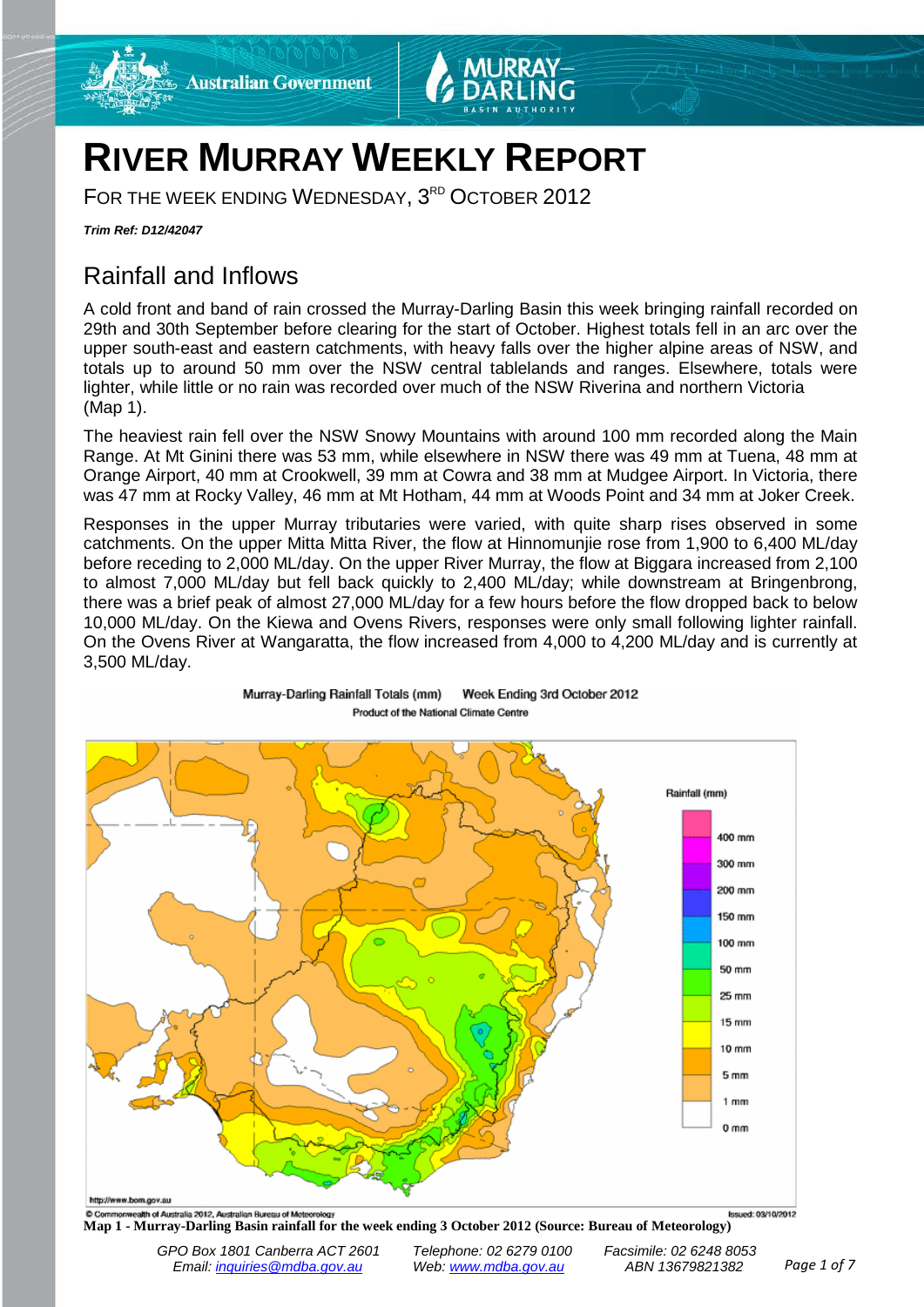# RIVER MURRAY WEEKLY REPORT

FOR THE WEEK ENDING WEDNESDAY, 3RD OCTOBER 2012

***Trim Ref: D12/42047***

## Rainfall and Inflows

A cold front and band of rain crossed the Murray-Darling Basin this week bringing rainfall recorded on 29th and 30th September before clearing for the start of October. Highest totals fell in an arc over the upper south-east and eastern catchments, with heavy falls over the higher alpine areas of NSW, and totals up to around 50 mm over the NSW central tablelands and ranges. Elsewhere, totals were lighter, while little or no rain was recorded over much of the NSW Riverina and northern Victoria (Map 1).

The heaviest rain fell over the NSW Snowy Mountains with around 100 mm recorded along the Main Range. At Mt Ginini there was 53 mm, while elsewhere in NSW there was 49 mm at Tuena, 48 mm at Orange Airport, 40 mm at Crookwell, 39 mm at Cowra and 38 mm at Mudgee Airport. In Victoria, there was 47 mm at Rocky Valley, 46 mm at Mt Hotham, 44 mm at Woods Point and 34 mm at Joker Creek.

Responses in the upper Murray tributaries were varied, with quite sharp rises observed in some catchments. On the upper Mitta Mitta River, the flow at Hinnomunjie rose from 1,900 to 6,400 ML/day before receding to 2,000 ML/day. On the upper River Murray, the flow at Biggara increased from 2,100 to almost 7,000 ML/day but fell back quickly to 2,400 ML/day; while downstream at Bringenbrong, there was a brief peak of almost 27,000 ML/day for a few hours before the flow dropped back to below 10,000 ML/day. On the Kiewa and Ovens Rivers, responses were only small following lighter rainfall. On the Ovens River at Wangaratta, the flow increased from 4,000 to 4,200 ML/day and is currently at 3,500 ML/day.

**Map 1 - Murray-Darling Basin rainfall for the week ending 3 October 2012 (Source: Bureau of Meteorology)**

*GPO Box 1801 Canberra ACT 2601 Telephone: 02 6279 0100 Facsimile: 02 6248 8053*
*Email: inquiries@mdba.gov.au Web: www.mdba.gov.au ABN 13679821382*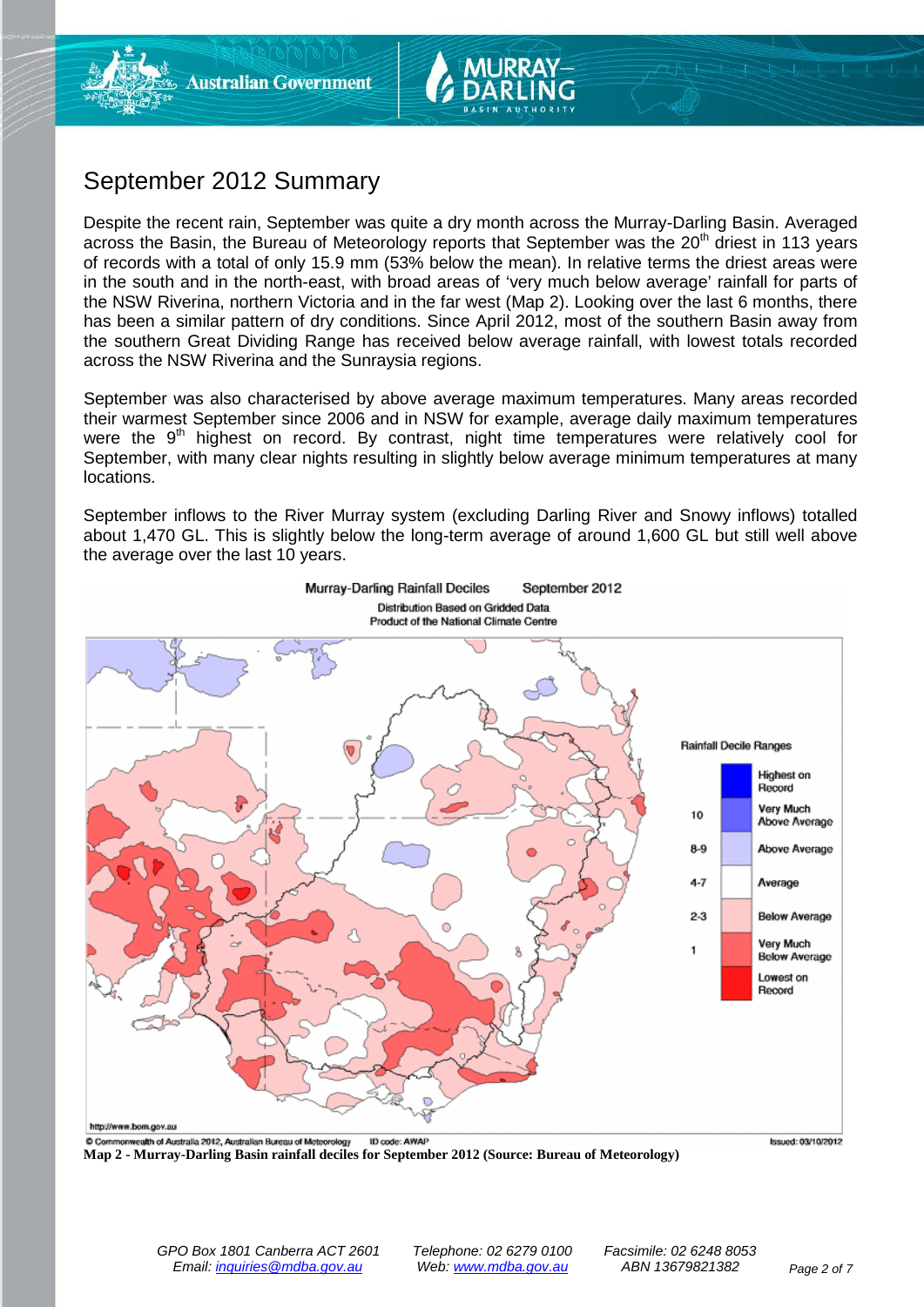# September 2012 Summary

Despite the recent rain, September was quite a dry month across the Murray-Darling Basin. Averaged across the Basin, the Bureau of Meteorology reports that September was the 20th driest in 113 years of records with a total of only 15.9 mm (53% below the mean). In relative terms the driest areas were in the south and in the north-east, with broad areas of 'very much below average' rainfall for parts of the NSW Riverina, northern Victoria and in the far west (Map 2). Looking over the last 6 months, there has been a similar pattern of dry conditions. Since April 2012, most of the southern Basin away from the southern Great Dividing Range has received below average rainfall, with lowest totals recorded across the NSW Riverina and the Sunraysia regions.

September was also characterised by above average maximum temperatures. Many areas recorded their warmest September since 2006 and in NSW for example, average daily maximum temperatures were the 9th highest on record. By contrast, night time temperatures were relatively cool for September, with many clear nights resulting in slightly below average minimum temperatures at many locations.

September inflows to the River Murray system (excluding Darling River and Snowy inflows) totalled about 1,470 GL. This is slightly below the long-term average of around 1,600 GL but still well above the average over the last 10 years.

**Map 2 - Murray-Darling Basin rainfall deciles for September 2012 (Source: Bureau of Meteorology)**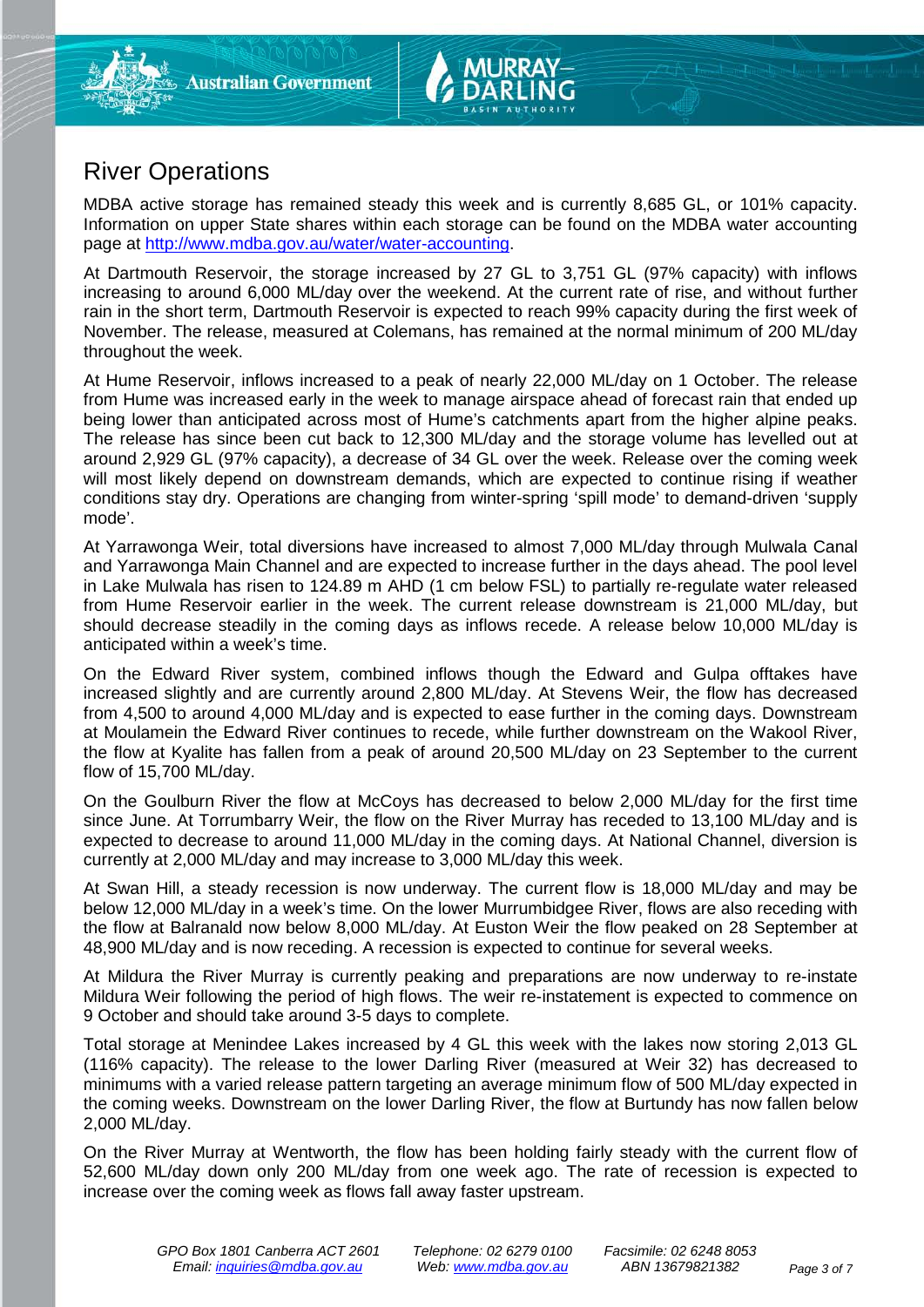# River Operations

MDBA active storage has remained steady this week and is currently 8,685 GL, or 101% capacity. Information on upper State shares within each storage can be found on the MDBA water accounting page at http://www.mdba.gov.au/water/water-accounting.

At Dartmouth Reservoir, the storage increased by 27 GL to 3,751 GL (97% capacity) with inflows increasing to around 6,000 ML/day over the weekend. At the current rate of rise, and without further rain in the short term, Dartmouth Reservoir is expected to reach 99% capacity during the first week of November. The release, measured at Colemans, has remained at the normal minimum of 200 ML/day throughout the week.

At Hume Reservoir, inflows increased to a peak of nearly 22,000 ML/day on 1 October. The release from Hume was increased early in the week to manage airspace ahead of forecast rain that ended up being lower than anticipated across most of Hume's catchments apart from the higher alpine peaks. The release has since been cut back to 12,300 ML/day and the storage volume has levelled out at around 2,929 GL (97% capacity), a decrease of 34 GL over the week. Release over the coming week will most likely depend on downstream demands, which are expected to continue rising if weather conditions stay dry. Operations are changing from winter-spring 'spill mode' to demand-driven 'supply mode'.

At Yarrawonga Weir, total diversions have increased to almost 7,000 ML/day through Mulwala Canal and Yarrawonga Main Channel and are expected to increase further in the days ahead. The pool level in Lake Mulwala has risen to 124.89 m AHD (1 cm below FSL) to partially re-regulate water released from Hume Reservoir earlier in the week. The current release downstream is 21,000 ML/day, but should decrease steadily in the coming days as inflows recede. A release below 10,000 ML/day is anticipated within a week's time.

On the Edward River system, combined inflows though the Edward and Gulpa offtakes have increased slightly and are currently around 2,800 ML/day. At Stevens Weir, the flow has decreased from 4,500 to around 4,000 ML/day and is expected to ease further in the coming days. Downstream at Moulamein the Edward River continues to recede, while further downstream on the Wakool River, the flow at Kyalite has fallen from a peak of around 20,500 ML/day on 23 September to the current flow of 15,700 ML/day.

On the Goulburn River the flow at McCoys has decreased to below 2,000 ML/day for the first time since June. At Torrumbarry Weir, the flow on the River Murray has receded to 13,100 ML/day and is expected to decrease to around 11,000 ML/day in the coming days. At National Channel, diversion is currently at 2,000 ML/day and may increase to 3,000 ML/day this week.

At Swan Hill, a steady recession is now underway. The current flow is 18,000 ML/day and may be below 12,000 ML/day in a week's time. On the lower Murrumbidgee River, flows are also receding with the flow at Balranald now below 8,000 ML/day. At Euston Weir the flow peaked on 28 September at 48,900 ML/day and is now receding. A recession is expected to continue for several weeks.

At Mildura the River Murray is currently peaking and preparations are now underway to re-instate Mildura Weir following the period of high flows. The weir re-instatement is expected to commence on 9 October and should take around 3-5 days to complete.

Total storage at Menindee Lakes increased by 4 GL this week with the lakes now storing 2,013 GL (116% capacity). The release to the lower Darling River (measured at Weir 32) has decreased to minimums with a varied release pattern targeting an average minimum flow of 500 ML/day expected in the coming weeks. Downstream on the lower Darling River, the flow at Burtundy has now fallen below 2,000 ML/day.

On the River Murray at Wentworth, the flow has been holding fairly steady with the current flow of 52,600 ML/day down only 200 ML/day from one week ago. The rate of recession is expected to increase over the coming week as flows fall away faster upstream.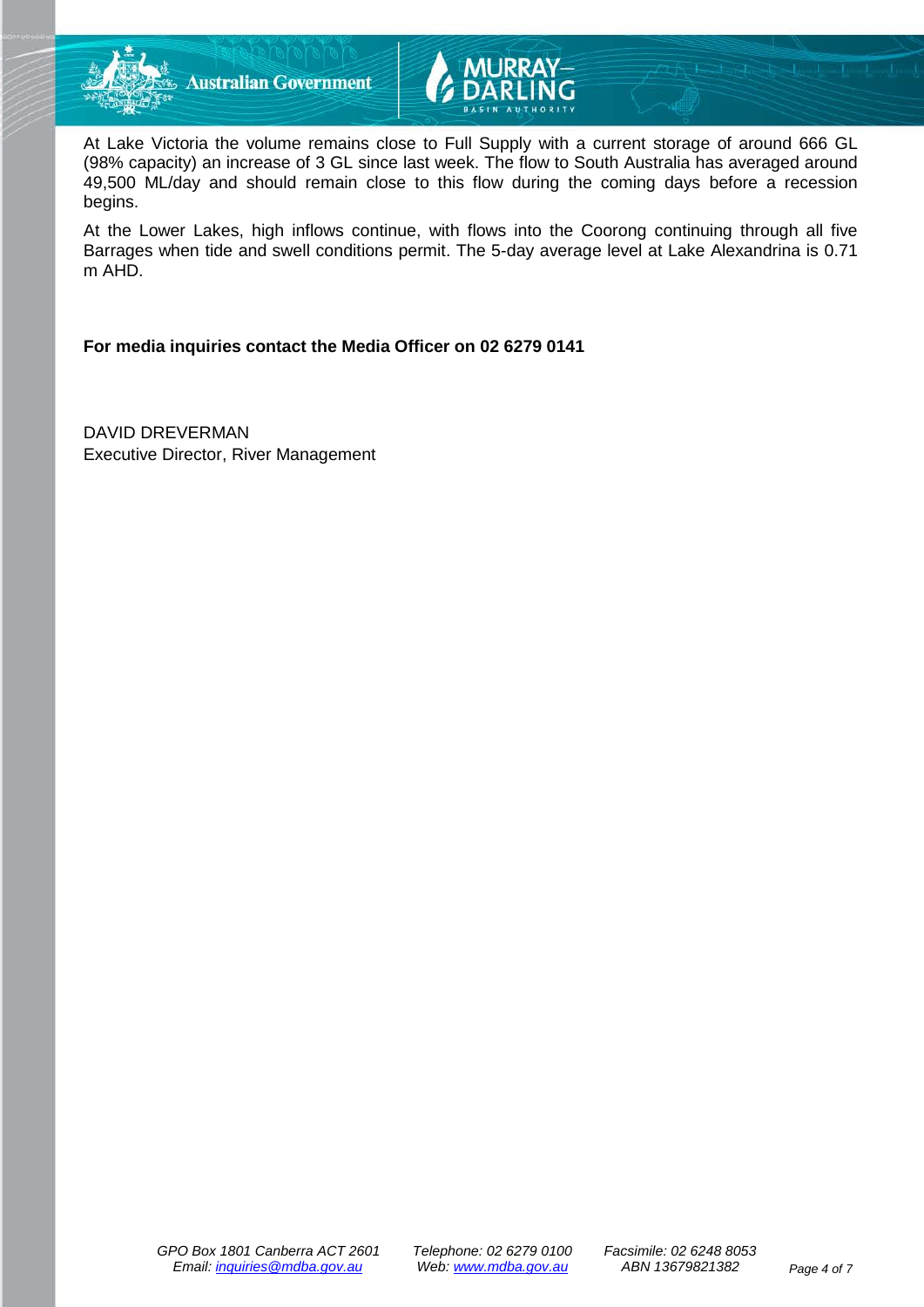At Lake Victoria the volume remains close to Full Supply with a current storage of around 666 GL (98% capacity) an increase of 3 GL since last week. The flow to South Australia has averaged around 49,500 ML/day and should remain close to this flow during the coming days before a recession begins.

At the Lower Lakes, high inflows continue, with flows into the Coorong continuing through all five Barrages when tide and swell conditions permit. The 5-day average level at Lake Alexandrina is 0.71 m AHD.

**For media inquiries contact the Media Officer on 02 6279 0141**

DAVID DREVERMAN
Executive Director, River Management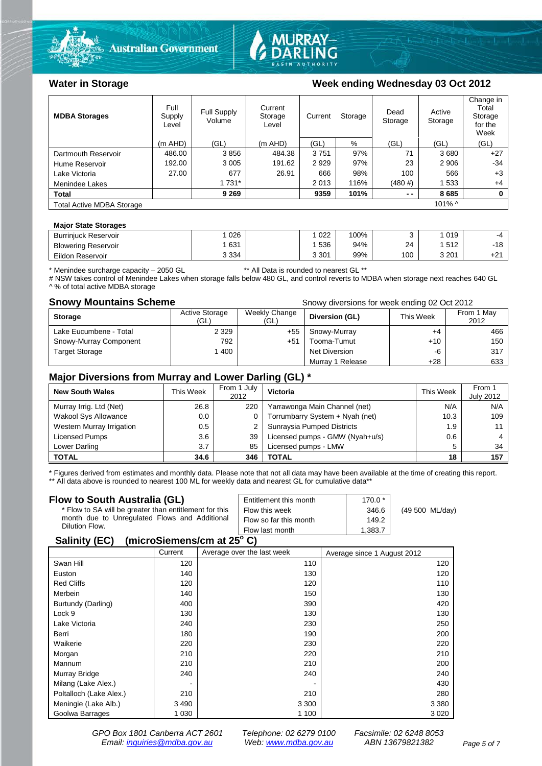## Water in Storage

**Week ending Wednesday 03 Oct 2012**

| MDBA Storages | Full Supply Level | Full Supply Volume | Current Storage Level | Current Storage | | Dead Storage | Active Storage | Change in Total Storage for the Week |
|---|---|---|---|---|---|---|---|---|
| | (m AHD) | (GL) | (m AHD) | (GL) | % | (GL) | (GL) | (GL) |
| Dartmouth Reservoir | 486.00 | 3 856 | 484.38 | 3 751 | 97% | 71 | 3 680 | +27 |
| Hume Reservoir | 192.00 | 3 005 | 191.62 | 2 929 | 97% | 23 | 2 906 | -34 |
| Lake Victoria | 27.00 | 677 | 26.91 | 666 | 98% | 100 | 566 | +3 |
| Menindee Lakes | | 1 731* | | 2 013 | 116% | (480 #) | 1 533 | +4 |
| **Total** | | **9 269** | | **9359** | **101%** | **- -** | **8 685** | **0** |
| Total Active MDBA Storage | | | | | | | 101% ^ | |

**Major State Storages**

| | | | | | | | |
|---|---|---|---|---|---|---|---|
| Burrinjuck Reservoir | 1 026 | | 1 022 | 100% | 3 | 1 019 | -4 |
| Blowering Reservoir | 1 631 | | 1 536 | 94% | 24 | 1 512 | -18 |
| Eildon Reservoir | 3 334 | | 3 301 | 99% | 100 | 3 201 | +21 |

\* Menindee surcharge capacity – 2050 GL ** All Data is rounded to nearest GL **

# NSW takes control of Menindee Lakes when storage falls below 480 GL, and control reverts to MDBA when storage next reaches 640 GL

^ % of total active MDBA storage

## Snowy Mountains Scheme

Snowy diversions for week ending 02 Oct 2012

| Storage | Active Storage (GL) | Weekly Change (GL) | Diversion (GL) | This Week | From 1 May 2012 |
|---|---|---|---|---|---|
| Lake Eucumbene - Total | 2 329 | +55 | Snowy-Murray | +4 | 466 |
| Snowy-Murray Component | 792 | +51 | Tooma-Tumut | +10 | 150 |
| Target Storage | 1 400 | | Net Diversion | -6 | 317 |
| | | | Murray 1 Release | +28 | 633 |

## Major Diversions from Murray and Lower Darling (GL) *

| New South Wales | This Week | From 1 July 2012 | Victoria | This Week | From 1 July 2012 |
|---|---|---|---|---|---|
| Murray Irrig. Ltd (Net) | 26.8 | 220 | Yarrawonga Main Channel (net) | N/A | N/A |
| Wakool Sys Allowance | 0.0 | 0 | Torrumbarry System + Nyah (net) | 10.3 | 109 |
| Western Murray Irrigation | 0.5 | 2 | Sunraysia Pumped Districts | 1.9 | 11 |
| Licensed Pumps | 3.6 | 39 | Licensed pumps - GMW (Nyah+u/s) | 0.6 | 4 |
| Lower Darling | 3.7 | 85 | Licensed pumps - LMW | 5 | 34 |
| **TOTAL** | **34.6** | **346** | **TOTAL** | **18** | **157** |

\* Figures derived from estimates and monthly data. Please note that not all data may have been available at the time of creating this report.

** All data above is rounded to nearest 100 ML for weekly data and nearest GL for cumulative data**

## Flow to South Australia (GL)

\* Flow to SA will be greater than entitlement for this month due to Unregulated Flows and Additional Dilution Flow.

| | | |
|---|---|---|
| Entitlement this month | 170.0 * | |
| Flow this week | 346.6 | (49 500 ML/day) |
| Flow so far this month | 149.2 | |
| Flow last month | 1,383.7 | |

## Salinity (EC) (microSiemens/cm at 25° C)

| | Current | Average over the last week | Average since 1 August 2012 |
|---|---|---|---|
| Swan Hill | 120 | 110 | 120 |
| Euston | 140 | 130 | 120 |
| Red Cliffs | 120 | 120 | 110 |
| Merbein | 140 | 150 | 130 |
| Burtundy (Darling) | 400 | 390 | 420 |
| Lock 9 | 130 | 130 | 130 |
| Lake Victoria | 240 | 230 | 250 |
| Berri | 180 | 190 | 200 |
| Waikerie | 220 | 230 | 220 |
| Morgan | 210 | 220 | 210 |
| Mannum | 210 | 210 | 200 |
| Murray Bridge | 240 | 240 | 240 |
| Milang (Lake Alex.) | - | - | 430 |
| Poltalloch (Lake Alex.) | 210 | 210 | 280 |
| Meningie (Lake Alb.) | 3 490 | 3 300 | 3 380 |
| Goolwa Barrages | 1 030 | 1 100 | 3 020 |

GPO Box 1801 Canberra ACT 2601 Telephone: 02 6279 0100 Facsimile: 02 6248 8053
Email: inquiries@mdba.gov.au Web: www.mdba.gov.au ABN 13679821382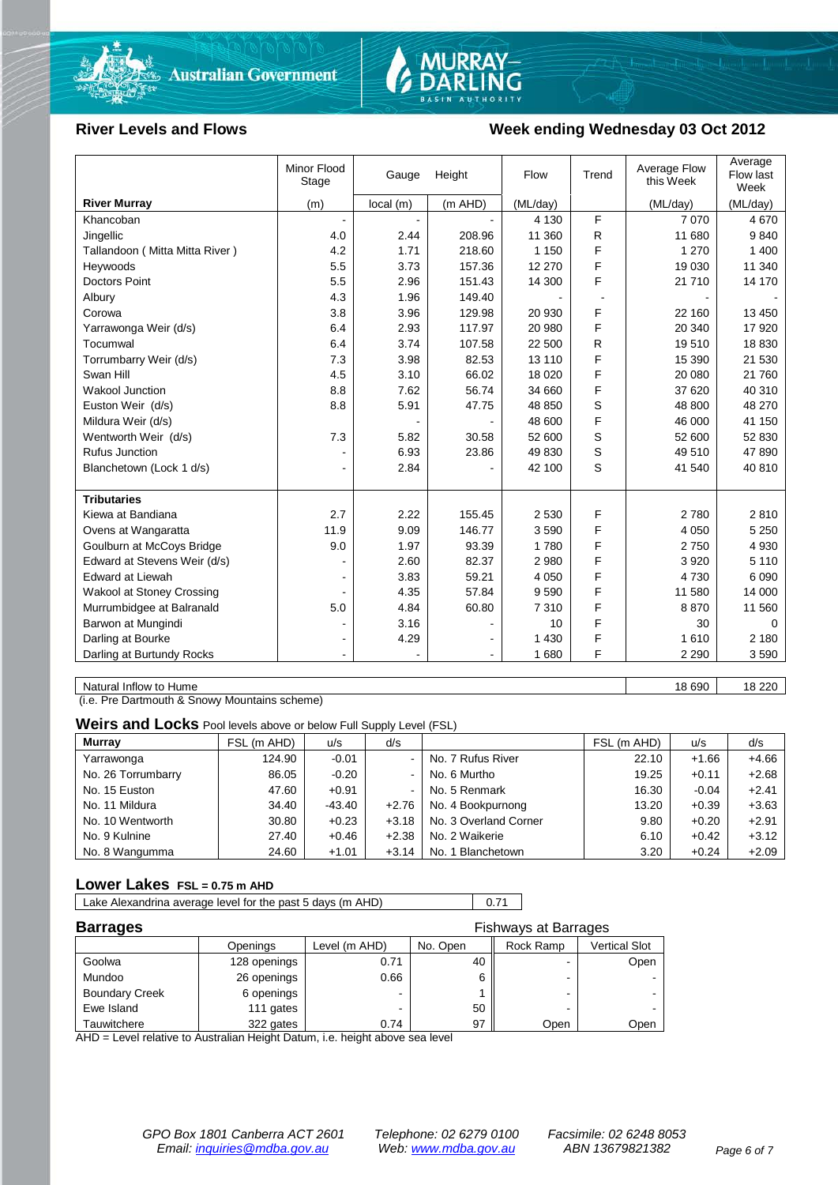## River Levels and Flows

## Week ending Wednesday 03 Oct 2012

| River Murray | Minor Flood Stage (m) | Gauge Height local (m) | Gauge Height (m AHD) | Flow (ML/day) | Trend | Average Flow this Week (ML/day) | Average Flow last Week (ML/day) |
|---|---|---|---|---|---|---|---|
| Khancoban | - | - | - | 4 130 | F | 7 070 | 4 670 |
| Jingellic | 4.0 | 2.44 | 208.96 | 11 360 | R | 11 680 | 9 840 |
| Tallandoon ( Mitta Mitta River ) | 4.2 | 1.71 | 218.60 | 1 150 | F | 1 270 | 1 400 |
| Heywoods | 5.5 | 3.73 | 157.36 | 12 270 | F | 19 030 | 11 340 |
| Doctors Point | 5.5 | 2.96 | 151.43 | 14 300 | F | 21 710 | 14 170 |
| Albury | 4.3 | 1.96 | 149.40 | - | - | - | - |
| Corowa | 3.8 | 3.96 | 129.98 | 20 930 | F | 22 160 | 13 450 |
| Yarrawonga Weir (d/s) | 6.4 | 2.93 | 117.97 | 20 980 | F | 20 340 | 17 920 |
| Tocumwal | 6.4 | 3.74 | 107.58 | 22 500 | R | 19 510 | 18 830 |
| Torrumbarry Weir (d/s) | 7.3 | 3.98 | 82.53 | 13 110 | F | 15 390 | 21 530 |
| Swan Hill | 4.5 | 3.10 | 66.02 | 18 020 | F | 20 080 | 21 760 |
| Wakool Junction | 8.8 | 7.62 | 56.74 | 34 660 | F | 37 620 | 40 310 |
| Euston Weir (d/s) | 8.8 | 5.91 | 47.75 | 48 850 | S | 48 800 | 48 270 |
| Mildura Weir (d/s) | | - | - | 48 600 | F | 46 000 | 41 150 |
| Wentworth Weir (d/s) | 7.3 | 5.82 | 30.58 | 52 600 | S | 52 600 | 52 830 |
| Rufus Junction | - | 6.93 | 23.86 | 49 830 | S | 49 510 | 47 890 |
| Blanchetown (Lock 1 d/s) | - | 2.84 | - | 42 100 | S | 41 540 | 40 810 |
| **Tributaries** | | | | | | | |
| Kiewa at Bandiana | 2.7 | 2.22 | 155.45 | 2 530 | F | 2 780 | 2 810 |
| Ovens at Wangaratta | 11.9 | 9.09 | 146.77 | 3 590 | F | 4 050 | 5 250 |
| Goulburn at McCoys Bridge | 9.0 | 1.97 | 93.39 | 1 780 | F | 2 750 | 4 930 |
| Edward at Stevens Weir (d/s) | - | 2.60 | 82.37 | 2 980 | F | 3 920 | 5 110 |
| Edward at Liewah | - | 3.83 | 59.21 | 4 050 | F | 4 730 | 6 090 |
| Wakool at Stoney Crossing | - | 4.35 | 57.84 | 9 590 | F | 11 580 | 14 000 |
| Murrumbidgee at Balranald | 5.0 | 4.84 | 60.80 | 7 310 | F | 8 870 | 11 560 |
| Barwon at Mungindi | - | 3.16 | - | 10 | F | 30 | 0 |
| Darling at Bourke | - | 4.29 | - | 1 430 | F | 1 610 | 2 180 |
| Darling at Burtundy Rocks | - | - | - | 1 680 | F | 2 290 | 3 590 |

| | This Week | Last Week |
|---|---|---|
| Natural Inflow to Hume | 18 690 | 18 220 |

(i.e. Pre Dartmouth & Snowy Mountains scheme)

## Weirs and Locks
Pool levels above or below Full Supply Level (FSL)

| Murray | FSL (m AHD) | u/s | d/s | | FSL (m AHD) | u/s | d/s |
|---|---|---|---|---|---|---|---|
| Yarrawonga | 124.90 | -0.01 | - | No. 7 Rufus River | 22.10 | +1.66 | +4.66 |
| No. 26 Torrumbarry | 86.05 | -0.20 | - | No. 6 Murtho | 19.25 | +0.11 | +2.68 |
| No. 15 Euston | 47.60 | +0.91 | - | No. 5 Renmark | 16.30 | -0.04 | +2.41 |
| No. 11 Mildura | 34.40 | -43.40 | +2.76 | No. 4 Bookpurnong | 13.20 | +0.39 | +3.63 |
| No. 10 Wentworth | 30.80 | +0.23 | +3.18 | No. 3 Overland Corner | 9.80 | +0.20 | +2.91 |
| No. 9 Kulnine | 27.40 | +0.46 | +2.38 | No. 2 Waikerie | 6.10 | +0.42 | +3.12 |
| No. 8 Wangumma | 24.60 | +1.01 | +3.14 | No. 1 Blanchetown | 3.20 | +0.24 | +2.09 |

## Lower Lakes FSL = 0.75 m AHD

| | |
|---|---|
| Lake Alexandrina average level for the past 5 days (m AHD) | 0.71 |

## Barrages

| | Openings | Level (m AHD) | No. Open | Fishways at Barrages: Rock Ramp | Fishways at Barrages: Vertical Slot |
|---|---|---|---|---|---|
| Goolwa | 128 openings | 0.71 | 40 | - | Open |
| Mundoo | 26 openings | 0.66 | 6 | - | - |
| Boundary Creek | 6 openings | - | 1 | - | - |
| Ewe Island | 111 gates | - | 50 | - | - |
| Tauwitchere | 322 gates | 0.74 | 97 | Open | Open |

AHD = Level relative to Australian Height Datum, i.e. height above sea level

*GPO Box 1801 Canberra ACT 2601* *Telephone: 02 6279 0100* *Facsimile: 02 6248 8053*
*Email: inquiries@mdba.gov.au* *Web: www.mdba.gov.au* *ABN 13679821382*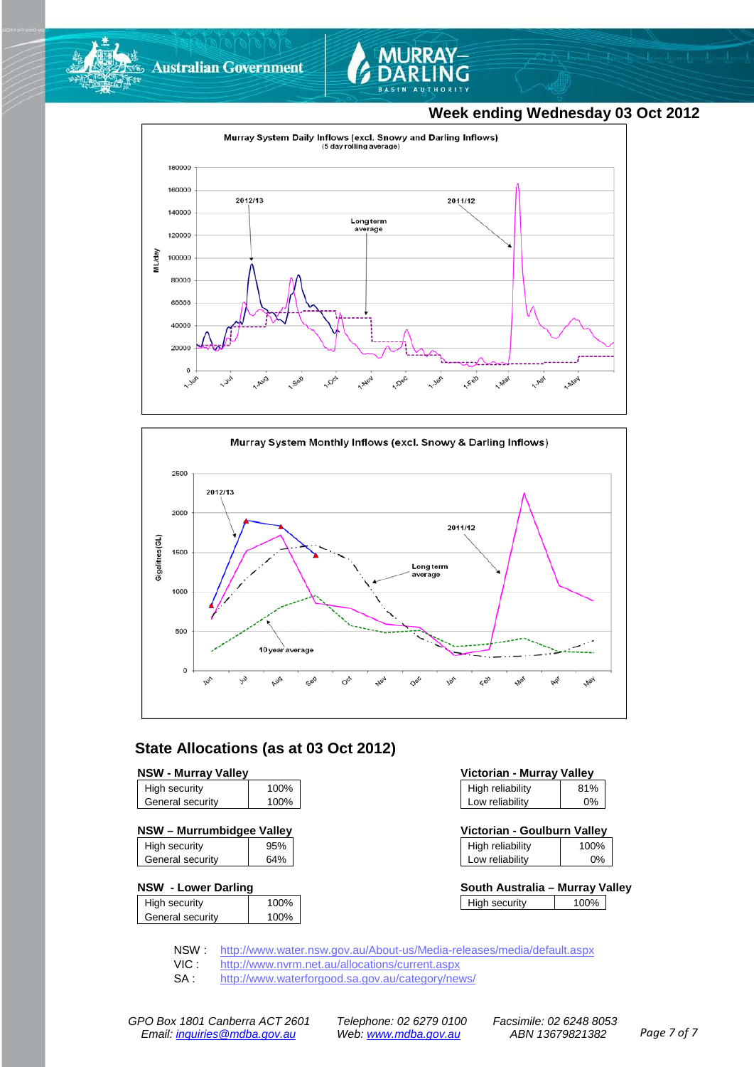## Week ending Wednesday 03 Oct 2012

Murray System Daily Inflows (excl. Snowy and Darling Inflows)
(5 day rolling average)

ML/day

180000
160000
140000
120000
100000
80000
60000
40000
20000
0

2012/13
2011/12
Long term average

1-Jun
1-Jul
1-Aug
1-Sep
1-Oct
1-Nov
1-Dec
1-Jan
1-Feb
1-Mar
1-Apr
1-May

Murray System Monthly Inflows (excl. Snowy & Darling Inflows)

Gigalitres (GL)

2500
2000
1500
1000
500
0

2012/13
2011/12
Long term average
10 year average

Jun
Jul
Aug
Sep
Oct
Nov
Dec
Jan
Feb
Mar
Apr
May

## State Allocations (as at 03 Oct 2012)

**NSW - Murray Valley**

| | |
|---|---|
| High security | 100% |
| General security | 100% |

**NSW – Murrumbidgee Valley**

| | |
|---|---|
| High security | 95% |
| General security | 64% |

**NSW - Lower Darling**

| | |
|---|---|
| High security | 100% |
| General security | 100% |

**Victorian - Murray Valley**

| | |
|---|---|
| High reliability | 81% |
| Low reliability | 0% |

**Victorian - Goulburn Valley**

| | |
|---|---|
| High reliability | 100% |
| Low reliability | 0% |

**South Australia – Murray Valley**

| | |
|---|---|
| High security | 100% |

NSW : http://www.water.nsw.gov.au/About-us/Media-releases/media/default.aspx
VIC : http://www.nvrm.net.au/allocations/current.aspx
SA : http://www.waterforgood.sa.gov.au/category/news/

*GPO Box 1801 Canberra ACT 2601 Telephone: 02 6279 0100 Facsimile: 02 6248 8053*
*Email: inquiries@mdba.gov.au Web: www.mdba.gov.au ABN 13679821382*